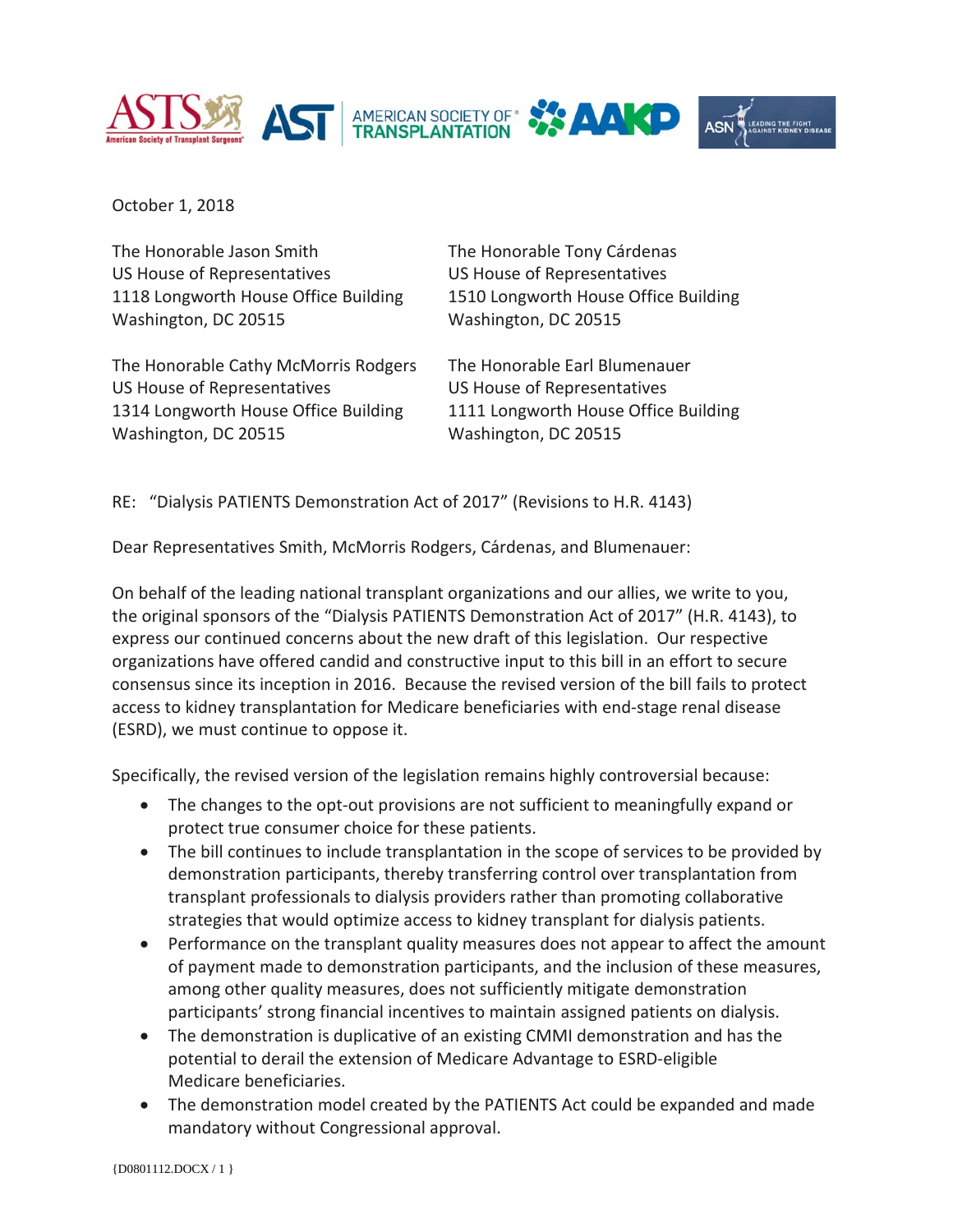October 1, 2018

The Honorable Jason Smith
US House of Representatives
1118 Longworth House Office Building
Washington, DC 20515

The Honorable Tony Cárdenas
US House of Representatives
1510 Longworth House Office Building
Washington, DC 20515

The Honorable Cathy McMorris Rodgers
US House of Representatives
1314 Longworth House Office Building
Washington, DC 20515

The Honorable Earl Blumenauer
US House of Representatives
1111 Longworth House Office Building
Washington, DC 20515

RE: "Dialysis PATIENTS Demonstration Act of 2017" (Revisions to H.R. 4143)

Dear Representatives Smith, McMorris Rodgers, Cárdenas, and Blumenauer:

On behalf of the leading national transplant organizations and our allies, we write to you, the original sponsors of the "Dialysis PATIENTS Demonstration Act of 2017" (H.R. 4143), to express our continued concerns about the new draft of this legislation. Our respective organizations have offered candid and constructive input to this bill in an effort to secure consensus since its inception in 2016. Because the revised version of the bill fails to protect access to kidney transplantation for Medicare beneficiaries with end-stage renal disease (ESRD), we must continue to oppose it.

Specifically, the revised version of the legislation remains highly controversial because:

- The changes to the opt-out provisions are not sufficient to meaningfully expand or protect true consumer choice for these patients.
- The bill continues to include transplantation in the scope of services to be provided by demonstration participants, thereby transferring control over transplantation from transplant professionals to dialysis providers rather than promoting collaborative strategies that would optimize access to kidney transplant for dialysis patients.
- Performance on the transplant quality measures does not appear to affect the amount of payment made to demonstration participants, and the inclusion of these measures, among other quality measures, does not sufficiently mitigate demonstration participants' strong financial incentives to maintain assigned patients on dialysis.
- The demonstration is duplicative of an existing CMMI demonstration and has the potential to derail the extension of Medicare Advantage to ESRD-eligible Medicare beneficiaries.
- The demonstration model created by the PATIENTS Act could be expanded and made mandatory without Congressional approval.

{D0801112.DOCX / 1 }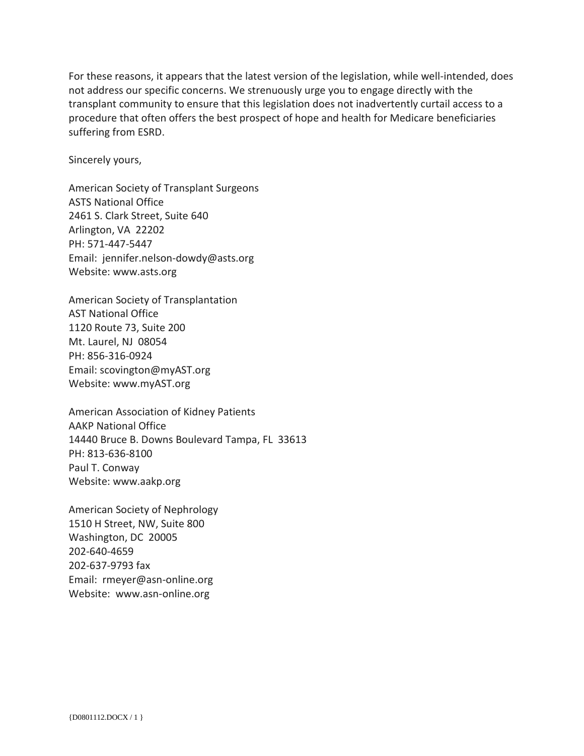For these reasons, it appears that the latest version of the legislation, while well-intended, does not address our specific concerns. We strenuously urge you to engage directly with the transplant community to ensure that this legislation does not inadvertently curtail access to a procedure that often offers the best prospect of hope and health for Medicare beneficiaries suffering from ESRD.

Sincerely yours,

American Society of Transplant Surgeons
ASTS National Office
2461 S. Clark Street, Suite 640
Arlington, VA 22202
PH: 571-447-5447
Email: jennifer.nelson-dowdy@asts.org
Website: www.asts.org

American Society of Transplantation
AST National Office
1120 Route 73, Suite 200
Mt. Laurel, NJ 08054
PH: 856-316-0924
Email: scovington@myAST.org
Website: www.myAST.org

American Association of Kidney Patients
AAKP National Office
14440 Bruce B. Downs Boulevard Tampa, FL 33613
PH: 813-636-8100
Paul T. Conway
Website: www.aakp.org

American Society of Nephrology
1510 H Street, NW, Suite 800
Washington, DC 20005
202-640-4659
202-637-9793 fax
Email: rmeyer@asn-online.org
Website: www.asn-online.org

{D0801112.DOCX / 1 }